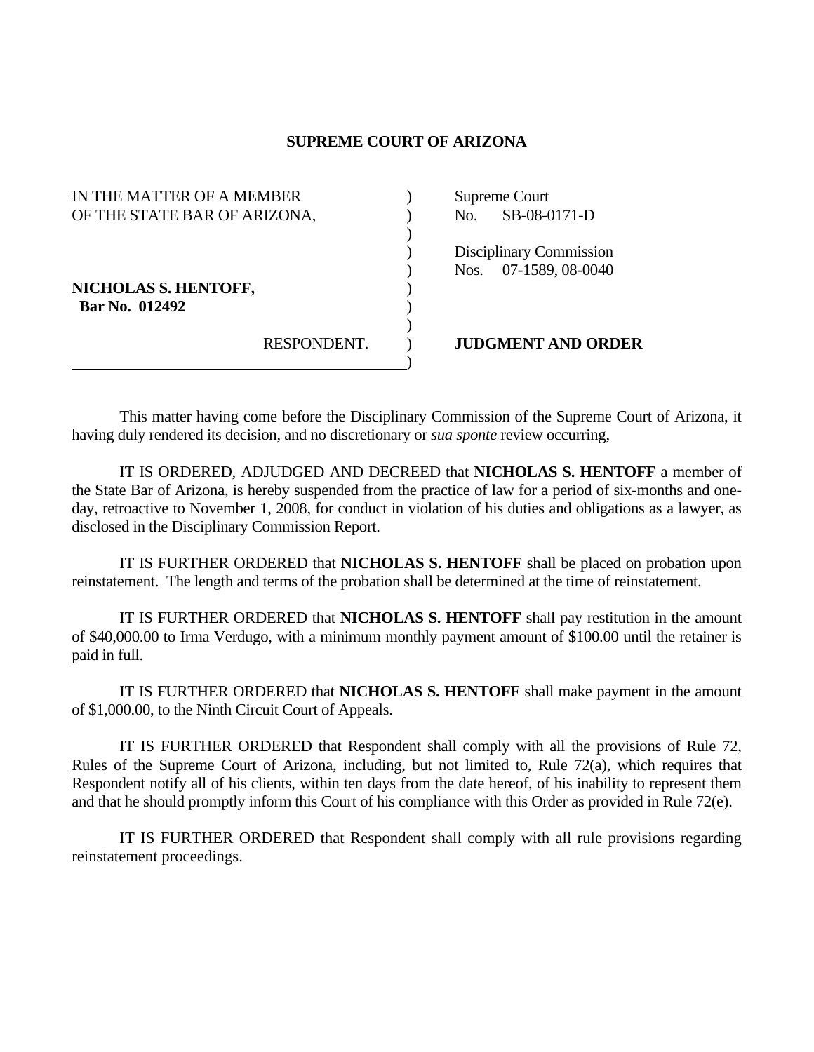**SUPREME COURT OF ARIZONA**

| | |
|---|---|
| IN THE MATTER OF A MEMBER OF THE STATE BAR OF ARIZONA, | Supreme Court No. SB-08-0171-D |
| | Disciplinary Commission Nos. 07-1589, 08-0040 |
| **NICHOLAS S. HENTOFF, Bar No. 012492** | |
| RESPONDENT. | **JUDGMENT AND ORDER** |

This matter having come before the Disciplinary Commission of the Supreme Court of Arizona, it having duly rendered its decision, and no discretionary or *sua sponte* review occurring,

IT IS ORDERED, ADJUDGED AND DECREED that **NICHOLAS S. HENTOFF** a member of the State Bar of Arizona, is hereby suspended from the practice of law for a period of six-months and one-day, retroactive to November 1, 2008, for conduct in violation of his duties and obligations as a lawyer, as disclosed in the Disciplinary Commission Report.

IT IS FURTHER ORDERED that **NICHOLAS S. HENTOFF** shall be placed on probation upon reinstatement. The length and terms of the probation shall be determined at the time of reinstatement.

IT IS FURTHER ORDERED that **NICHOLAS S. HENTOFF** shall pay restitution in the amount of $40,000.00 to Irma Verdugo, with a minimum monthly payment amount of $100.00 until the retainer is paid in full.

IT IS FURTHER ORDERED that **NICHOLAS S. HENTOFF** shall make payment in the amount of $1,000.00, to the Ninth Circuit Court of Appeals.

IT IS FURTHER ORDERED that Respondent shall comply with all the provisions of Rule 72, Rules of the Supreme Court of Arizona, including, but not limited to, Rule 72(a), which requires that Respondent notify all of his clients, within ten days from the date hereof, of his inability to represent them and that he should promptly inform this Court of his compliance with this Order as provided in Rule 72(e).

IT IS FURTHER ORDERED that Respondent shall comply with all rule provisions regarding reinstatement proceedings.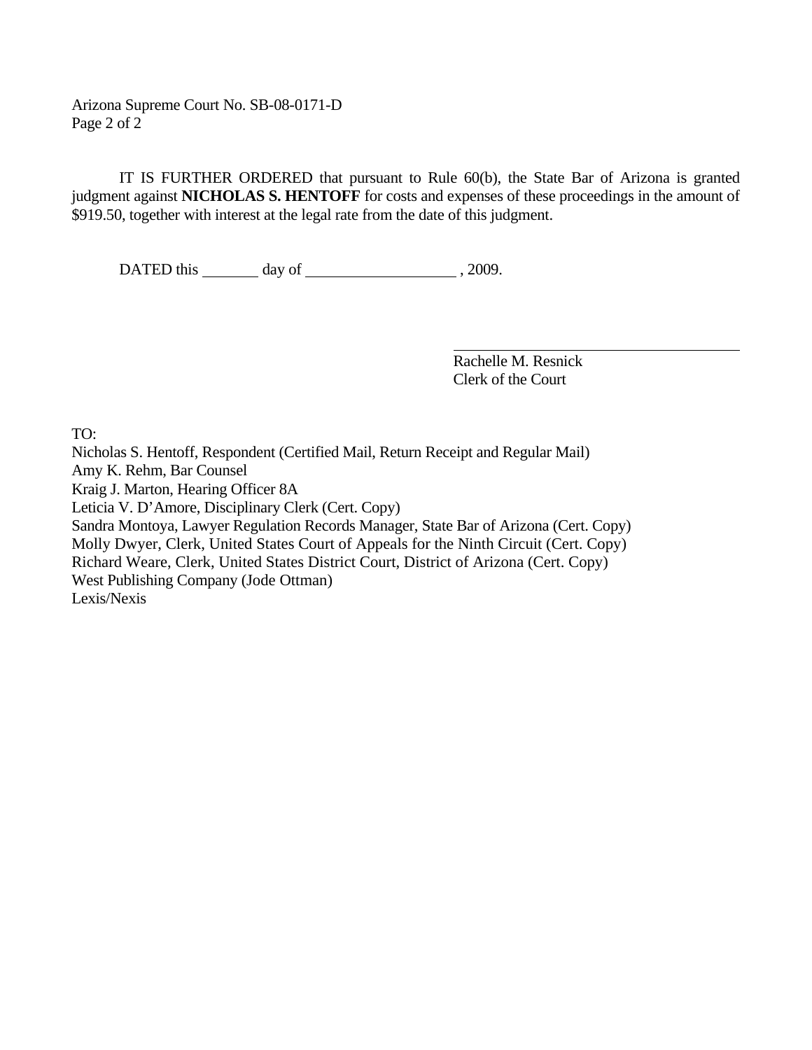Arizona Supreme Court No. SB-08-0171-D

IT IS FURTHER ORDERED that pursuant to Rule 60(b), the State Bar of Arizona is granted judgment against **NICHOLAS S. HENTOFF** for costs and expenses of these proceedings in the amount of $919.50, together with interest at the legal rate from the date of this judgment.

DATED this ________ day of ____________________ , 2009.

\_\_\_\_\_\_\_\_\_\_\_\_\_\_\_\_\_\_\_\_\_\_\_\_\_\_\_\_\_\_\_\_\_\_\_\_\_\_\_\_

Rachelle M. Resnick
Clerk of the Court

TO:
Nicholas S. Hentoff, Respondent (Certified Mail, Return Receipt and Regular Mail)
Amy K. Rehm, Bar Counsel
Kraig J. Marton, Hearing Officer 8A
Leticia V. D'Amore, Disciplinary Clerk (Cert. Copy)
Sandra Montoya, Lawyer Regulation Records Manager, State Bar of Arizona (Cert. Copy)
Molly Dwyer, Clerk, United States Court of Appeals for the Ninth Circuit (Cert. Copy)
Richard Weare, Clerk, United States District Court, District of Arizona (Cert. Copy)
West Publishing Company (Jode Ottman)
Lexis/Nexis